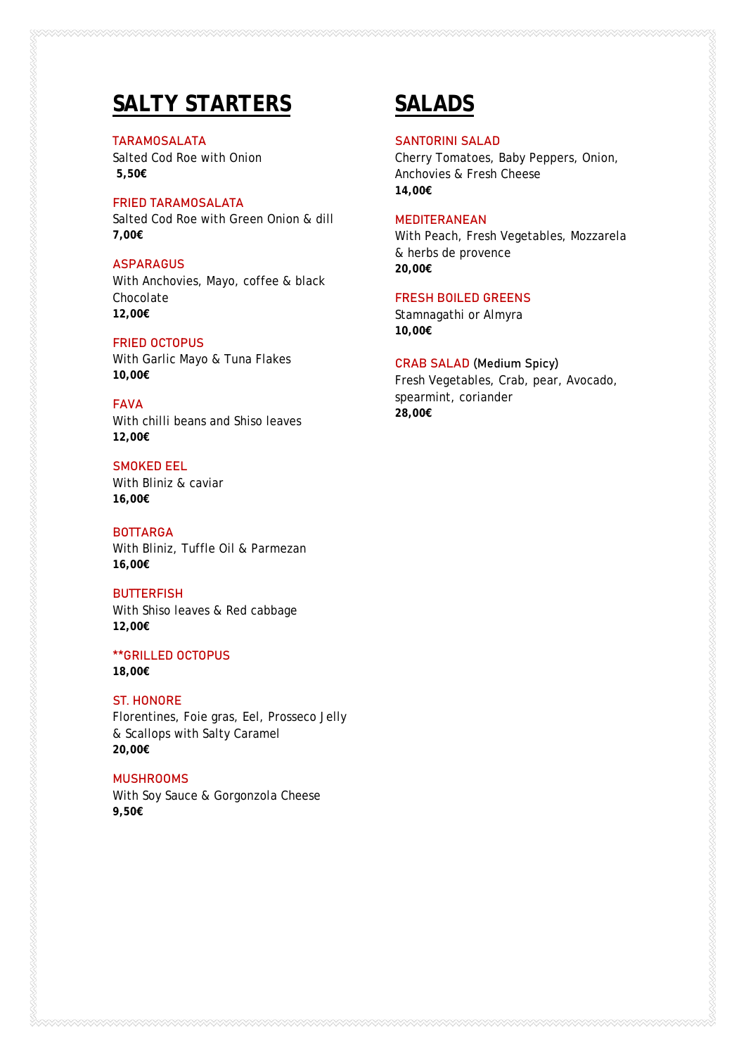# SALTY STARTERS

TARAMOSALATA
Salted Cod Roe with Onion
**5,50€**

FRIED TARAMOSALATA
Salted Cod Roe with Green Onion & dill
**7,00€**

ASPARAGUS
With Anchovies, Mayo, coffee & black Chocolate
**12,00€**

FRIED OCTOPUS
With Garlic Mayo & Tuna Flakes
**10,00€**

FAVA
With chilli beans and Shiso leaves
**12,00€**

SMOKED EEL
With Bliniz & caviar
**16,00€**

BOTTARGA
With Bliniz, Tuffle Oil & Parmezan
**16,00€**

BUTTERFISH
With Shiso leaves & Red cabbage
**12,00€**

**GRILLED OCTOPUS
**18,00€**

ST. HONORE
Florentines, Foie gras, Eel, Prosseco Jelly & Scallops with Salty Caramel
**20,00€**

MUSHROOMS
With Soy Sauce & Gorgonzola Cheese
**9,50€**

# SALADS

SANTORINI SALAD
Cherry Tomatoes, Baby Peppers, Onion, Anchovies & Fresh Cheese
**14,00€**

MEDITERANEAN
With Peach, Fresh Vegetables, Mozzarela & herbs de provence
**20,00€**

FRESH BOILED GREENS
Stamnagathi or Almyra
**10,00€**

CRAB SALAD (Medium Spicy)
Fresh Vegetables, Crab, pear, Avocado, spearmint, coriander
**28,00€**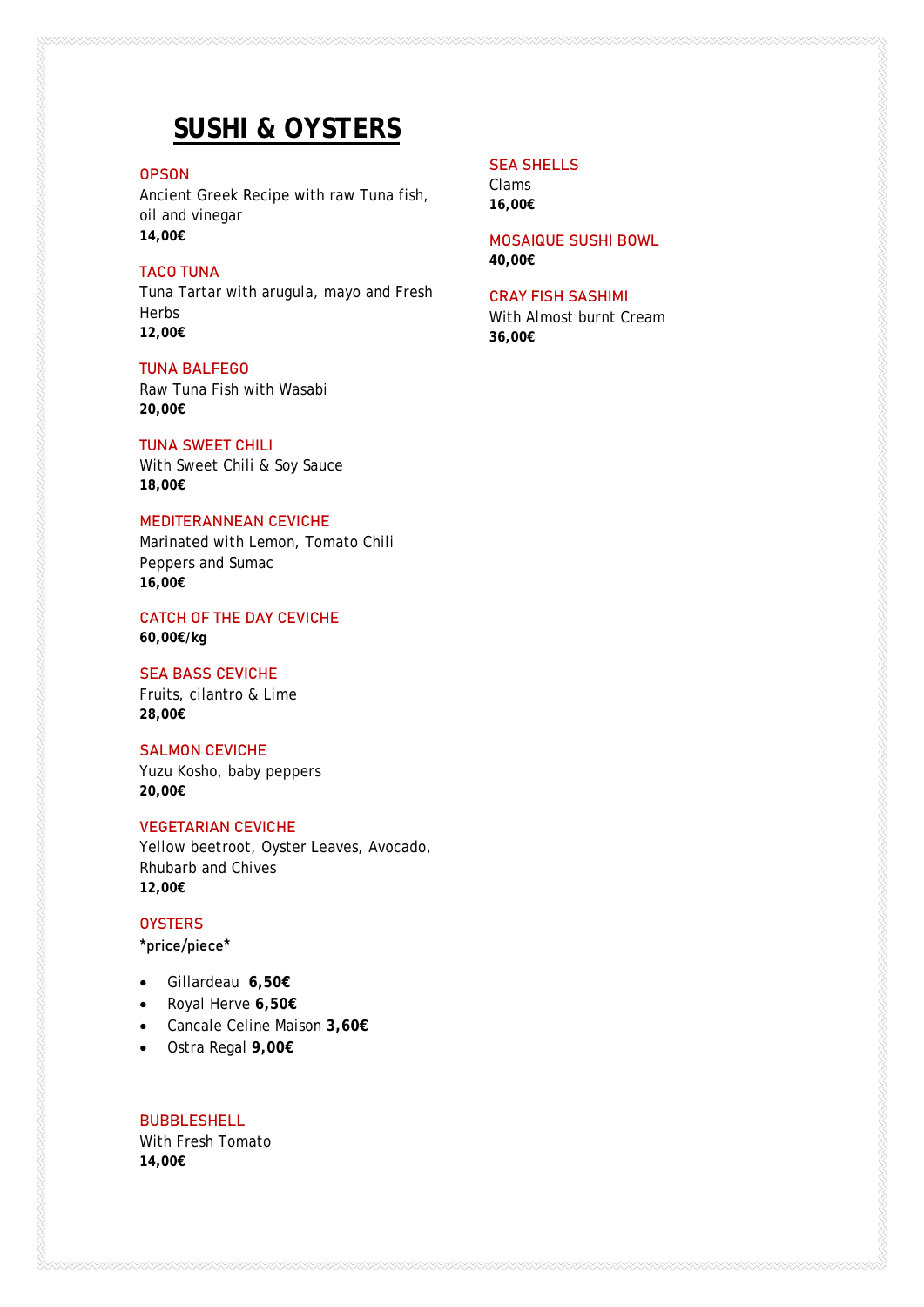# SUSHI & OYSTERS

OPSON
Ancient Greek Recipe with raw Tuna fish, oil and vinegar
**14,00€**

TACO TUNA
Tuna Tartar with arugula, mayo and Fresh Herbs
**12,00€**

TUNA BALFEGO
Raw Tuna Fish with Wasabi
**20,00€**

TUNA SWEET CHILI
With Sweet Chili & Soy Sauce
**18,00€**

MEDITERANNEAN CEVICHE
Marinated with Lemon, Tomato Chili Peppers and Sumac
**16,00€**

CATCH OF THE DAY CEVICHE
**60,00€/kg**

SEA BASS CEVICHE
Fruits, cilantro & Lime
**28,00€**

SALMON CEVICHE
Yuzu Kosho, baby peppers
**20,00€**

VEGETARIAN CEVICHE
Yellow beetroot, Oyster Leaves, Avocado, Rhubarb and Chives
**12,00€**

OYSTERS
*price/piece*

- Gillardeau **6,50€**
- Royal Herve **6,50€**
- Cancale Celine Maison **3,60€**
- Ostra Regal **9,00€**

BUBBLESHELL
With Fresh Tomato
**14,00€**

SEA SHELLS
Clams
**16,00€**

MOSAIQUE SUSHI BOWL
**40,00€**

CRAY FISH SASHIMI
With Almost burnt Cream
**36,00€**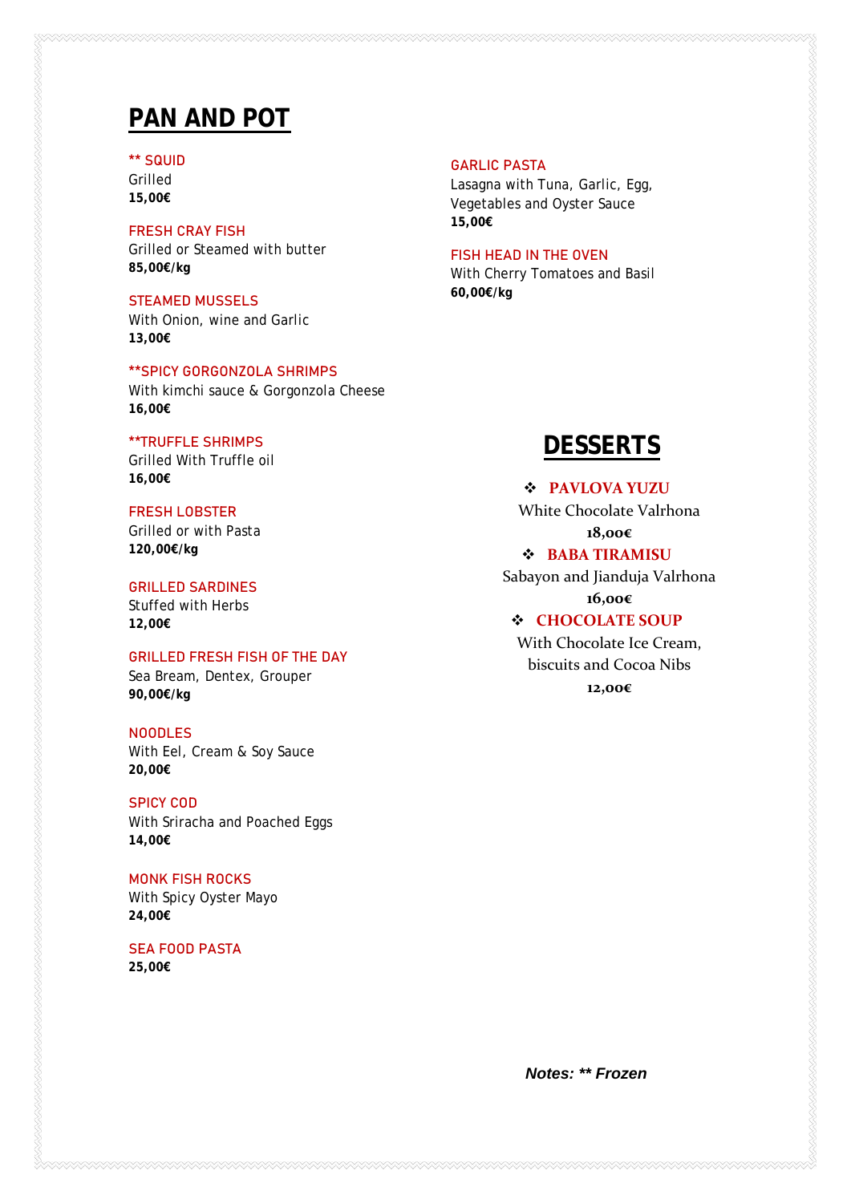# PAN AND POT

** SQUID
Grilled
**15,00€**

FRESH CRAY FISH
Grilled or Steamed with butter
**85,00€/kg**

STEAMED MUSSELS
With Onion, wine and Garlic
**13,00€**

**SPICY GORGONZOLA SHRIMPS
With kimchi sauce & Gorgonzola Cheese
**16,00€**

**TRUFFLE SHRIMPS
Grilled With Truffle oil
**16,00€**

FRESH LOBSTER
Grilled or with Pasta
**120,00€/kg**

GRILLED SARDINES
Stuffed with Herbs
**12,00€**

GRILLED FRESH FISH OF THE DAY
Sea Bream, Dentex, Grouper
**90,00€/kg**

NOODLES
With Eel, Cream & Soy Sauce
**20,00€**

SPICY COD
With Sriracha and Poached Eggs
**14,00€**

MONK FISH ROCKS
With Spicy Oyster Mayo
**24,00€**

SEA FOOD PASTA
**25,00€**

GARLIC PASTA
Lasagna with Tuna, Garlic, Egg, Vegetables and Oyster Sauce
**15,00€**

FISH HEAD IN THE OVEN
With Cherry Tomatoes and Basil
**60,00€/kg**

# DESSERTS

- **PAVLOVA YUZU**
  White Chocolate Valrhona
  **18,00€**
- **BABA TIRAMISU**
  Sabayon and Jianduja Valrhona
  **16,00€**
- **CHOCOLATE SOUP**
  With Chocolate Ice Cream, biscuits and Cocoa Nibs
  **12,00€**

***Notes: ** Frozen***